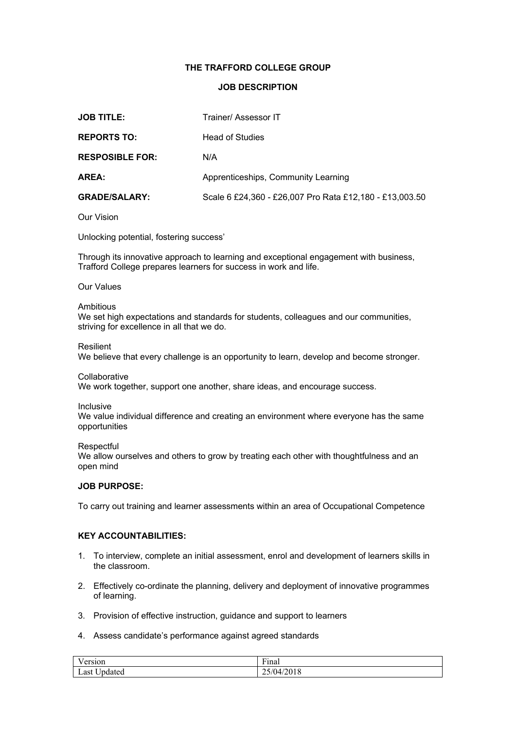**THE TRAFFORD COLLEGE GROUP**

**JOB DESCRIPTION**

| | |
|---|---|
| **JOB TITLE:** | Trainer/ Assessor IT |
| **REPORTS TO:** | Head of Studies |
| **RESPOSIBLE FOR:** | N/A |
| **AREA:** | Apprenticeships, Community Learning |
| **GRADE/SALARY:** | Scale 6 £24,360 - £26,007 Pro Rata £12,180 - £13,003.50 |

Our Vision

Unlocking potential, fostering success'

Through its innovative approach to learning and exceptional engagement with business, Trafford College prepares learners for success in work and life.

Our Values

Ambitious
We set high expectations and standards for students, colleagues and our communities, striving for excellence in all that we do.

Resilient
We believe that every challenge is an opportunity to learn, develop and become stronger.

Collaborative
We work together, support one another, share ideas, and encourage success.

Inclusive
We value individual difference and creating an environment where everyone has the same opportunities

Respectful
We allow ourselves and others to grow by treating each other with thoughtfulness and an open mind

**JOB PURPOSE:**

To carry out training and learner assessments within an area of Occupational Competence

**KEY ACCOUNTABILITIES:**

1. To interview, complete an initial assessment, enrol and development of learners skills in the classroom.
2. Effectively co-ordinate the planning, delivery and deployment of innovative programmes of learning.
3. Provision of effective instruction, guidance and support to learners
4. Assess candidate's performance against agreed standards

| Version | Final |
|---|---|
| Last Updated | 25/04/2018 |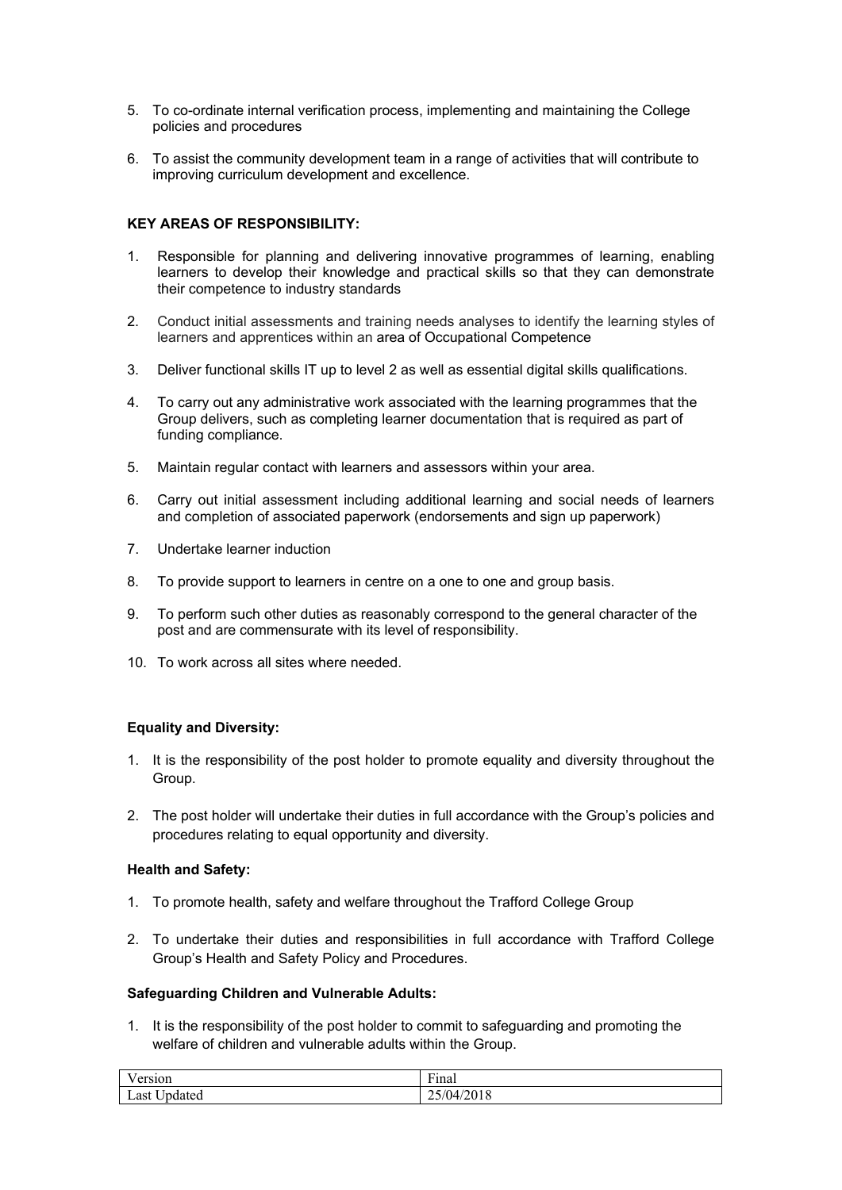5. To co-ordinate internal verification process, implementing and maintaining the College policies and procedures

6. To assist the community development team in a range of activities that will contribute to improving curriculum development and excellence.

**KEY AREAS OF RESPONSIBILITY:**

1. Responsible for planning and delivering innovative programmes of learning, enabling learners to develop their knowledge and practical skills so that they can demonstrate their competence to industry standards

2. Conduct initial assessments and training needs analyses to identify the learning styles of learners and apprentices within an area of Occupational Competence

3. Deliver functional skills IT up to level 2 as well as essential digital skills qualifications.

4. To carry out any administrative work associated with the learning programmes that the Group delivers, such as completing learner documentation that is required as part of funding compliance.

5. Maintain regular contact with learners and assessors within your area.

6. Carry out initial assessment including additional learning and social needs of learners and completion of associated paperwork (endorsements and sign up paperwork)

7. Undertake learner induction

8. To provide support to learners in centre on a one to one and group basis.

9. To perform such other duties as reasonably correspond to the general character of the post and are commensurate with its level of responsibility.

10. To work across all sites where needed.

**Equality and Diversity:**

1. It is the responsibility of the post holder to promote equality and diversity throughout the Group.

2. The post holder will undertake their duties in full accordance with the Group's policies and procedures relating to equal opportunity and diversity.

**Health and Safety:**

1. To promote health, safety and welfare throughout the Trafford College Group

2. To undertake their duties and responsibilities in full accordance with Trafford College Group's Health and Safety Policy and Procedures.

**Safeguarding Children and Vulnerable Adults:**

1. It is the responsibility of the post holder to commit to safeguarding and promoting the welfare of children and vulnerable adults within the Group.

| Version | Final |
| --- | --- |
| Last Updated | 25/04/2018 |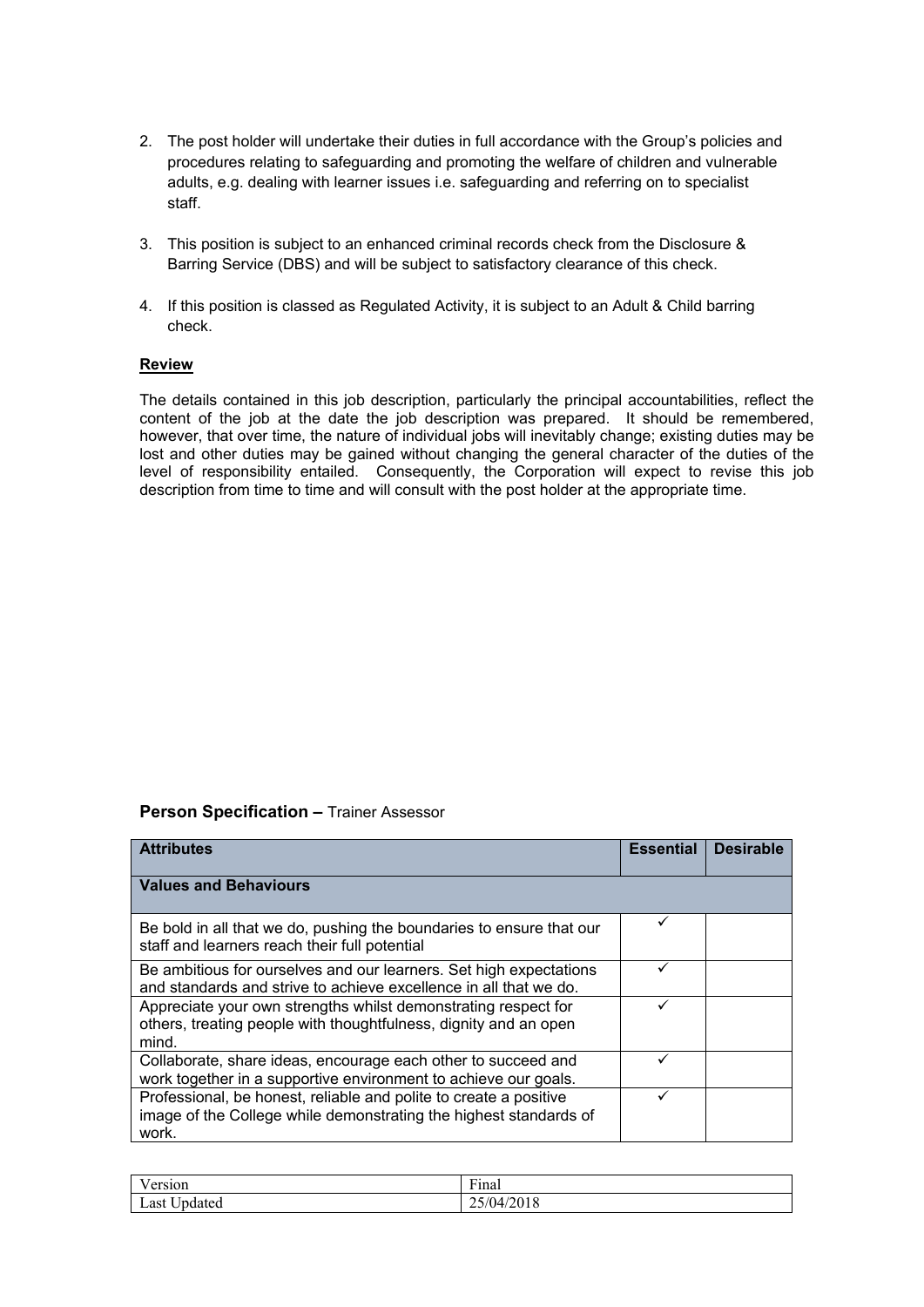2. The post holder will undertake their duties in full accordance with the Group's policies and procedures relating to safeguarding and promoting the welfare of children and vulnerable adults, e.g. dealing with learner issues i.e. safeguarding and referring on to specialist staff.

3. This position is subject to an enhanced criminal records check from the Disclosure & Barring Service (DBS) and will be subject to satisfactory clearance of this check.

4. If this position is classed as Regulated Activity, it is subject to an Adult & Child barring check.

**Review**

The details contained in this job description, particularly the principal accountabilities, reflect the content of the job at the date the job description was prepared. It should be remembered, however, that over time, the nature of individual jobs will inevitably change; existing duties may be lost and other duties may be gained without changing the general character of the duties of the level of responsibility entailed. Consequently, the Corporation will expect to revise this job description from time to time and will consult with the post holder at the appropriate time.

### **Person Specification –** Trainer Assessor

| **Attributes** | **Essential** | **Desirable** |
|---|---|---|
| **Values and Behaviours** | | |
| Be bold in all that we do, pushing the boundaries to ensure that our staff and learners reach their full potential | ✓ | |
| Be ambitious for ourselves and our learners. Set high expectations and standards and strive to achieve excellence in all that we do. | ✓ | |
| Appreciate your own strengths whilst demonstrating respect for others, treating people with thoughtfulness, dignity and an open mind. | ✓ | |
| Collaborate, share ideas, encourage each other to succeed and work together in a supportive environment to achieve our goals. | ✓ | |
| Professional, be honest, reliable and polite to create a positive image of the College while demonstrating the highest standards of work. | ✓ | |

| Version | Final |
|---|---|
| Last Updated | 25/04/2018 |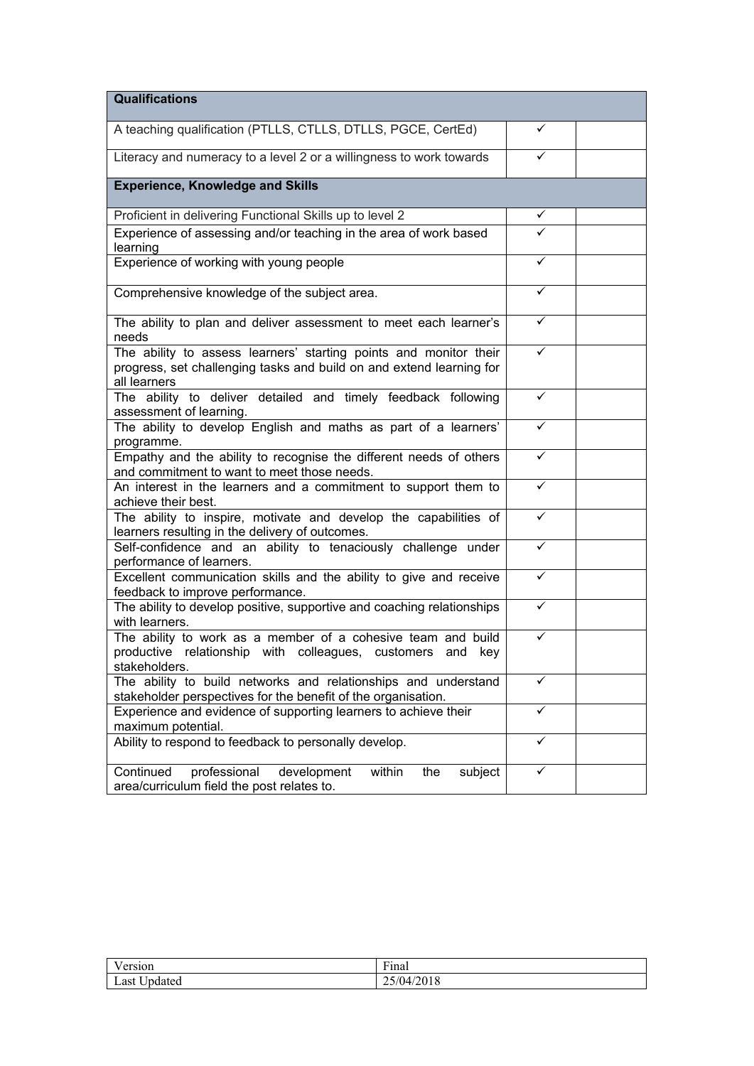| Qualifications | | |
|---|---|---|
| A teaching qualification (PTLLS, CTLLS, DTLLS, PGCE, CertEd) | ✓ | |
| Literacy and numeracy to a level 2 or a willingness to work towards | ✓ | |
| **Experience, Knowledge and Skills** | | |
| Proficient in delivering Functional Skills up to level 2 | ✓ | |
| Experience of assessing and/or teaching in the area of work based learning | ✓ | |
| Experience of working with young people | ✓ | |
| Comprehensive knowledge of the subject area. | ✓ | |
| The ability to plan and deliver assessment to meet each learner's needs | ✓ | |
| The ability to assess learners' starting points and monitor their progress, set challenging tasks and build on and extend learning for all learners | ✓ | |
| The ability to deliver detailed and timely feedback following assessment of learning. | ✓ | |
| The ability to develop English and maths as part of a learners' programme. | ✓ | |
| Empathy and the ability to recognise the different needs of others and commitment to want to meet those needs. | ✓ | |
| An interest in the learners and a commitment to support them to achieve their best. | ✓ | |
| The ability to inspire, motivate and develop the capabilities of learners resulting in the delivery of outcomes. | ✓ | |
| Self-confidence and an ability to tenaciously challenge under performance of learners. | ✓ | |
| Excellent communication skills and the ability to give and receive feedback to improve performance. | ✓ | |
| The ability to develop positive, supportive and coaching relationships with learners. | ✓ | |
| The ability to work as a member of a cohesive team and build productive relationship with colleagues, customers and key stakeholders. | ✓ | |
| The ability to build networks and relationships and understand stakeholder perspectives for the benefit of the organisation. | ✓ | |
| Experience and evidence of supporting learners to achieve their maximum potential. | ✓ | |
| Ability to respond to feedback to personally develop. | ✓ | |
| Continued professional development within the subject area/curriculum field the post relates to. | ✓ | |

| Version | Final |
|---|---|
| Last Updated | 25/04/2018 |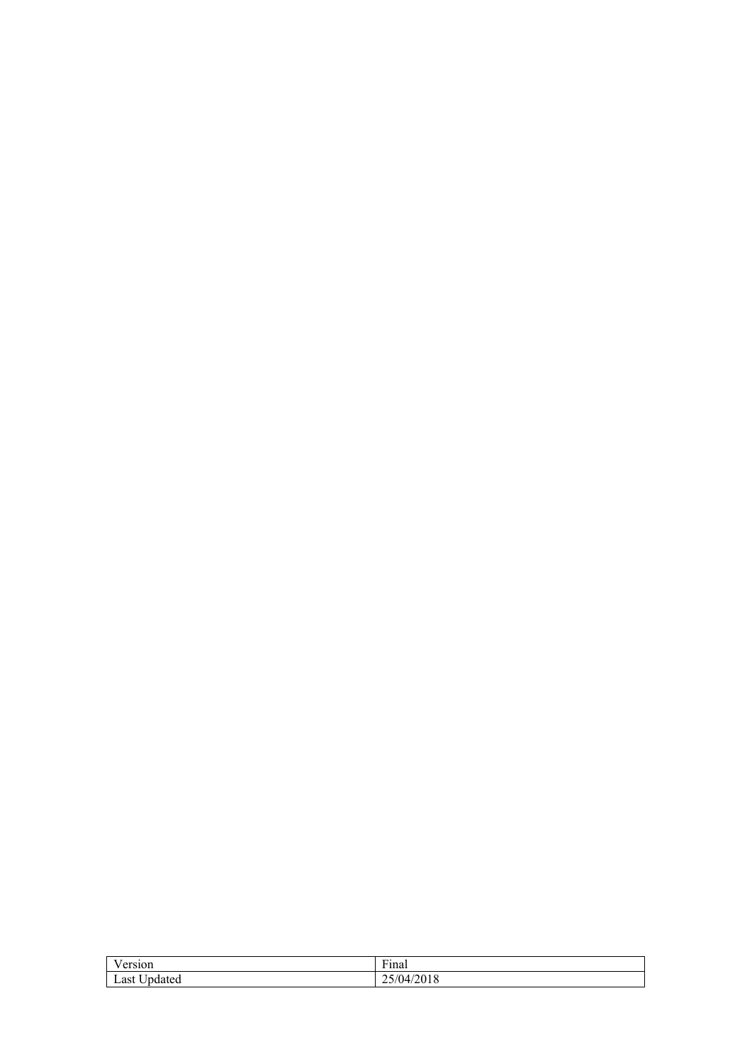| | |
|---|---|
| Version | Final |
| Last Updated | 25/04/2018 |